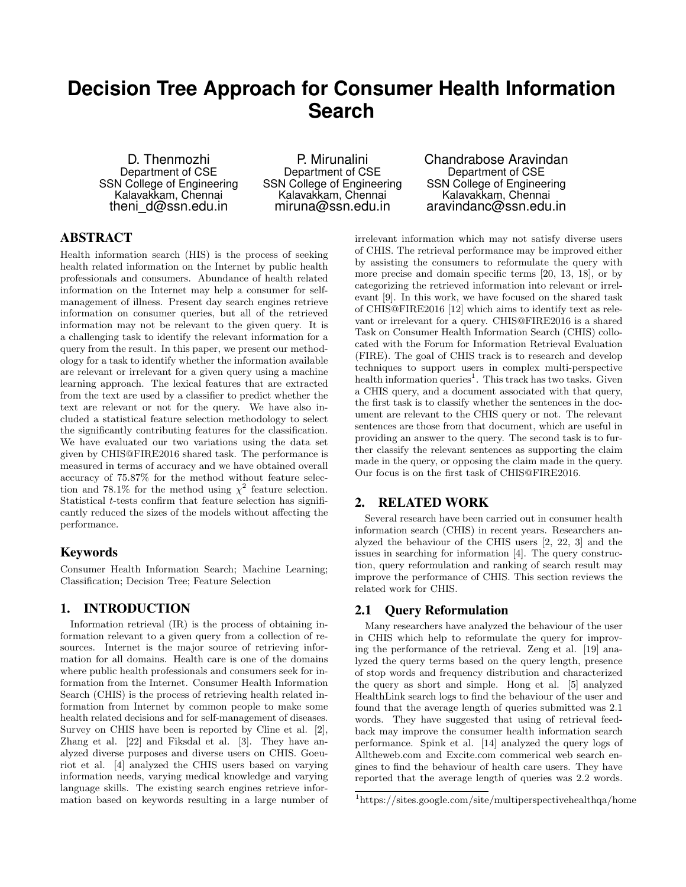# Decision Tree Approach for Consumer Health Information Search

D. Thenmozhi
Department of CSE
SSN College of Engineering
Kalavakkam, Chennai
theni_d@ssn.edu.in

P. Mirunalini
Department of CSE
SSN College of Engineering
Kalavakkam, Chennai
miruna@ssn.edu.in

Chandrabose Aravindan
Department of CSE
SSN College of Engineering
Kalavakkam, Chennai
aravindanc@ssn.edu.in

## ABSTRACT

Health information search (HIS) is the process of seeking health related information on the Internet by public health professionals and consumers. Abundance of health related information on the Internet may help a consumer for self-management of illness. Present day search engines retrieve information on consumer queries, but all of the retrieved information may not be relevant to the given query. It is a challenging task to identify the relevant information for a query from the result. In this paper, we present our methodology for a task to identify whether the information available are relevant or irrelevant for a given query using a machine learning approach. The lexical features that are extracted from the text are used by a classifier to predict whether the text are relevant or not for the query. We have also included a statistical feature selection methodology to select the significantly contributing features for the classification. We have evaluated our two variations using the data set given by CHIS@FIRE2016 shared task. The performance is measured in terms of accuracy and we have obtained overall accuracy of 75.87% for the method without feature selection and 78.1% for the method using $\chi^2$ feature selection. Statistical $t$-tests confirm that feature selection has significantly reduced the sizes of the models without affecting the performance.

### Keywords

Consumer Health Information Search; Machine Learning; Classification; Decision Tree; Feature Selection

## 1. INTRODUCTION

Information retrieval (IR) is the process of obtaining information relevant to a given query from a collection of resources. Internet is the major source of retrieving information for all domains. Health care is one of the domains where public health professionals and consumers seek for information from the Internet. Consumer Health Information Search (CHIS) is the process of retrieving health related information from Internet by common people to make some health related decisions and for self-management of diseases. Survey on CHIS have been is reported by Cline et al. [2], Zhang et al. [22] and Fiksdal et al. [3]. They have analyzed diverse purposes and diverse users on CHIS. Goeuriot et al. [4] analyzed the CHIS users based on varying information needs, varying medical knowledge and varying language skills. The existing search engines retrieve information based on keywords resulting in a large number of irrelevant information which may not satisfy diverse users of CHIS. The retrieval performance may be improved either by assisting the consumers to reformulate the query with more precise and domain specific terms [20, 13, 18], or by categorizing the retrieved information into relevant or irrelevant [9]. In this work, we have focused on the shared task of CHIS@FIRE2016 [12] which aims to identify text as relevant or irrelevant for a query. CHIS@FIRE2016 is a shared Task on Consumer Health Information Search (CHIS) collocated with the Forum for Information Retrieval Evaluation (FIRE). The goal of CHIS track is to research and develop techniques to support users in complex multi-perspective health information queries[1]. This track has two tasks. Given a CHIS query, and a document associated with that query, the first task is to classify whether the sentences in the document are relevant to the CHIS query or not. The relevant sentences are those from that document, which are useful in providing an answer to the query. The second task is to further classify the relevant sentences as supporting the claim made in the query, or opposing the claim made in the query. Our focus is on the first task of CHIS@FIRE2016.

## 2. RELATED WORK

Several research have been carried out in consumer health information search (CHIS) in recent years. Researchers analyzed the behaviour of the CHIS users [2, 22, 3] and the issues in searching for information [4]. The query construction, query reformulation and ranking of search result may improve the performance of CHIS. This section reviews the related work for CHIS.

### 2.1 Query Reformulation

Many researchers have analyzed the behaviour of the user in CHIS which help to reformulate the query for improving the performance of the retrieval. Zeng et al. [19] analyzed the query terms based on the query length, presence of stop words and frequency distribution and characterized the query as short and simple. Hong et al. [5] analyzed HealthLink search logs to find the behaviour of the user and found that the average length of queries submitted was 2.1 words. They have suggested that using of retrieval feedback may improve the consumer health information search performance. Spink et al. [14] analyzed the query logs of Alltheweb.com and Excite.com commerical web search engines to find the behaviour of health care users. They have reported that the average length of queries was 2.2 words.

[1] https://sites.google.com/site/multiperspectivehealthqa/home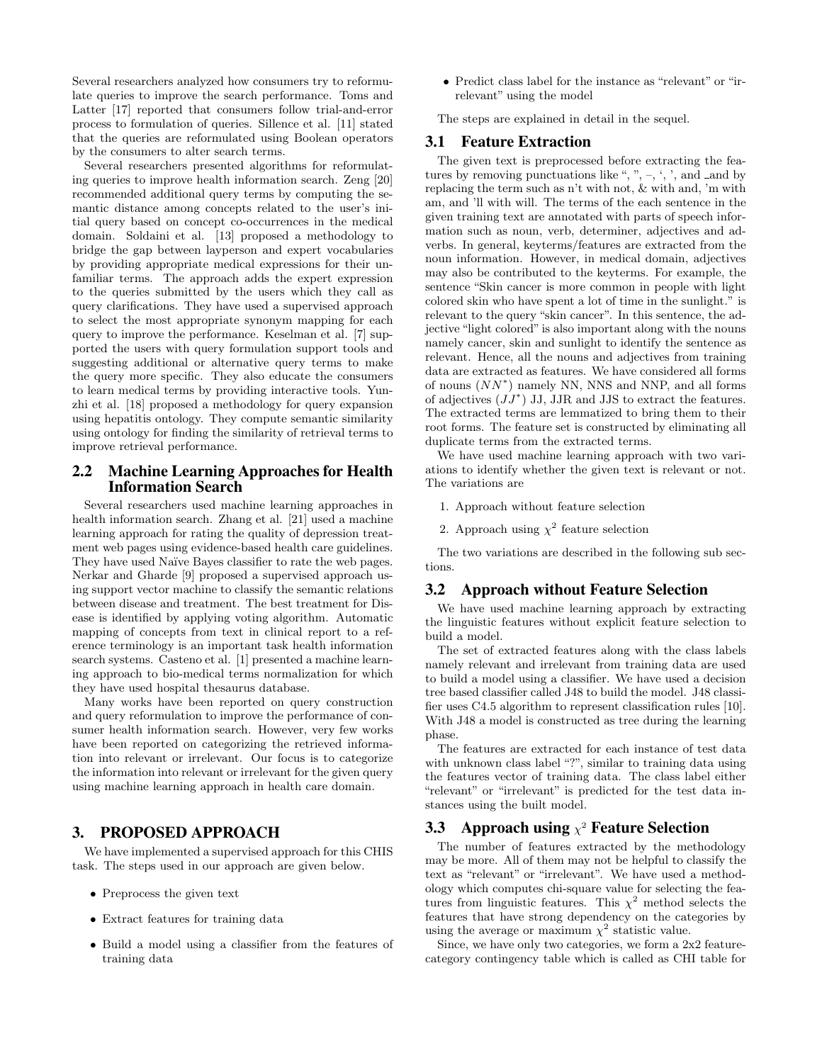Several researchers analyzed how consumers try to reformulate queries to improve the search performance. Toms and Latter [17] reported that consumers follow trial-and-error process to formulation of queries. Sillence et al. [11] stated that the queries are reformulated using Boolean operators by the consumers to alter search terms.

Several researchers presented algorithms for reformulating queries to improve health information search. Zeng [20] recommended additional query terms by computing the semantic distance among concepts related to the user's initial query based on concept co-occurrences in the medical domain. Soldaini et al. [13] proposed a methodology to bridge the gap between layperson and expert vocabularies by providing appropriate medical expressions for their unfamiliar terms. The approach adds the expert expression to the queries submitted by the users which they call as query clarifications. They have used a supervised approach to select the most appropriate synonym mapping for each query to improve the performance. Keselman et al. [7] supported the users with query formulation support tools and suggesting additional or alternative query terms to make the query more specific. They also educate the consumers to learn medical terms by providing interactive tools. Yunzhi et al. [18] proposed a methodology for query expansion using hepatitis ontology. They compute semantic similarity using ontology for finding the similarity of retrieval terms to improve retrieval performance.

## 2.2 Machine Learning Approaches for Health Information Search

Several researchers used machine learning approaches in health information search. Zhang et al. [21] used a machine learning approach for rating the quality of depression treatment web pages using evidence-based health care guidelines. They have used Naïve Bayes classifier to rate the web pages. Nerkar and Gharde [9] proposed a supervised approach using support vector machine to classify the semantic relations between disease and treatment. The best treatment for Disease is identified by applying voting algorithm. Automatic mapping of concepts from text in clinical report to a reference terminology is an important task health information search systems. Casteno et al. [1] presented a machine learning approach to bio-medical terms normalization for which they have used hospital thesaurus database.

Many works have been reported on query construction and query reformulation to improve the performance of consumer health information search. However, very few works have been reported on categorizing the retrieved information into relevant or irrelevant. Our focus is to categorize the information into relevant or irrelevant for the given query using machine learning approach in health care domain.

# 3. PROPOSED APPROACH

We have implemented a supervised approach for this CHIS task. The steps used in our approach are given below.

- Preprocess the given text
- Extract features for training data
- Build a model using a classifier from the features of training data
- Predict class label for the instance as "relevant" or "irrelevant" using the model

The steps are explained in detail in the sequel.

## 3.1 Feature Extraction

The given text is preprocessed before extracting the features by removing punctuations like ", ", –, ', ', and _and by replacing the term such as n't with not, & with and, 'm with am, and 'll with will. The terms of the each sentence in the given training text are annotated with parts of speech information such as noun, verb, determiner, adjectives and adverbs. In general, keyterms/features are extracted from the noun information. However, in medical domain, adjectives may also be contributed to the keyterms. For example, the sentence "Skin cancer is more common in people with light colored skin who have spent a lot of time in the sunlight." is relevant to the query "skin cancer". In this sentence, the adjective "light colored" is also important along with the nouns namely cancer, skin and sunlight to identify the sentence as relevant. Hence, all the nouns and adjectives from training data are extracted as features. We have considered all forms of nouns ($NN^*$) namely NN, NNS and NNP, and all forms of adjectives ($JJ^*$) JJ, JJR and JJS to extract the features. The extracted terms are lemmatized to bring them to their root forms. The feature set is constructed by eliminating all duplicate terms from the extracted terms.

We have used machine learning approach with two variations to identify whether the given text is relevant or not. The variations are

1. Approach without feature selection
2. Approach using $\chi^2$ feature selection

The two variations are described in the following sub sections.

## 3.2 Approach without Feature Selection

We have used machine learning approach by extracting the linguistic features without explicit feature selection to build a model.

The set of extracted features along with the class labels namely relevant and irrelevant from training data are used to build a model using a classifier. We have used a decision tree based classifier called J48 to build the model. J48 classifier uses C4.5 algorithm to represent classification rules [10]. With J48 a model is constructed as tree during the learning phase.

The features are extracted for each instance of test data with unknown class label "?", similar to training data using the features vector of training data. The class label either "relevant" or "irrelevant" is predicted for the test data instances using the built model.

## 3.3 Approach using $\chi^2$ Feature Selection

The number of features extracted by the methodology may be more. All of them may not be helpful to classify the text as "relevant" or "irrelevant". We have used a methodology which computes chi-square value for selecting the features from linguistic features. This $\chi^2$ method selects the features that have strong dependency on the categories by using the average or maximum $\chi^2$ statistic value.

Since, we have only two categories, we form a 2x2 feature-category contingency table which is called as CHI table for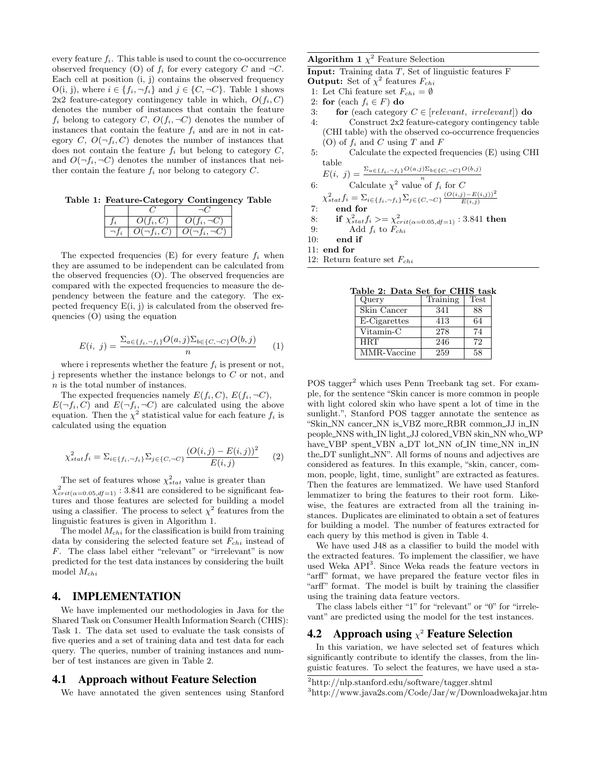every feature $f_i$. This table is used to count the co-occurrence observed frequency (O) of $f_i$ for every category $C$ and $\neg C$. Each cell at position (i, j) contains the observed frequency O(i, j), where $i \in \{f_i, \neg f_i\}$ and $j \in \{C, \neg C\}$. Table 1 shows 2x2 feature-category contingency table in which, $O(f_i, C)$ denotes the number of instances that contain the feature $f_i$ belong to category $C$, $O(f_i, \neg C)$ denotes the number of instances that contain the feature $f_i$ and are in not in category $C$, $O(\neg f_i, C)$ denotes the number of instances that does not contain the feature $f_i$ but belong to category $C$, and $O(\neg f_i, \neg C)$ denotes the number of instances that neither contain the feature $f_i$ nor belong to category $C$.

**Table 1: Feature-Category Contingency Table**

| | $C$ | $\neg C$ |
|---|---|---|
| $f_i$ | $O(f_i, C)$ | $O(f_i, \neg C)$ |
| $\neg f_i$ | $O(\neg f_i, C)$ | $O(\neg f_i, \neg C)$ |

The expected frequencies (E) for every feature $f_i$ when they are assumed to be independent can be calculated from the observed frequencies (O). The observed frequencies are compared with the expected frequencies to measure the dependency between the feature and the category. The expected frequency E(i, j) is calculated from the observed frequencies (O) using the equation

$$E(i,\ j) = \frac{\Sigma_{a \in \{f_i, \neg f_i\}} O(a,j) \Sigma_{b \in \{C, \neg C\}} O(b,j)}{n} \quad (1)$$

where i represents whether the feature $f_i$ is present or not, j represents whether the instance belongs to $C$ or not, and $n$ is the total number of instances.

The expected frequencies namely $E(f_i, C)$, $E(f_i, \neg C)$, $E(\neg f_i, C)$ and $E(\neg f_i, \neg C)$ are calculated using the above equation. Then the $\chi^2$ statistical value for each feature $f_i$ is calculated using the equation

$$\chi^2_{stat} f_i = \Sigma_{i \in \{f_i, \neg f_i\}} \Sigma_{j \in \{C, \neg C\}} \frac{(O(i,j) - E(i,j))^2}{E(i,j)} \quad (2)$$

The set of features whose $\chi^2_{stat}$ value is greater than $\chi^2_{crit(\alpha=0.05, df=1)}$ : 3.841 are considered to be significant features and those features are selected for building a model using a classifier. The process to select $\chi^2$ features from the linguistic features is given in Algorithm 1.

The model $M_{chi}$ for the classification is build from training data by considering the selected feature set $F_{chi}$ instead of $F$. The class label either "relevant" or "irrelevant" is now predicted for the test data instances by considering the built model $M_{chi}$

**Algorithm 1** $\chi^2$ Feature Selection

**Input:** Training data $T$, Set of linguistic features F
**Output:** Set of $\chi^2$ features $F_{chi}$

1: Let Chi feature set $F_{chi} = \emptyset$
2: **for** (each $f_i \in F$) **do**
3: &nbsp;&nbsp;&nbsp;&nbsp;**for** (each category $C \in [relevant,\ irrelevant]$) **do**
4: &nbsp;&nbsp;&nbsp;&nbsp;&nbsp;&nbsp;&nbsp;&nbsp;Construct 2x2 feature-category contingency table (CHI table) with the observed co-occurrence frequencies (O) of $f_i$ and $C$ using $T$ and $F$
5: &nbsp;&nbsp;&nbsp;&nbsp;&nbsp;&nbsp;&nbsp;&nbsp;Calculate the expected frequencies (E) using CHI table
$E(i,\ j) = \frac{\Sigma_{a \in \{f_i, \neg f_i\}} O(a,j) \Sigma_{b \in \{C, \neg C\}} O(b,j)}{n}$
6: &nbsp;&nbsp;&nbsp;&nbsp;&nbsp;&nbsp;&nbsp;&nbsp;Calculate $\chi^2$ value of $f_i$ for $C$
$\chi^2_{stat} f_i = \Sigma_{i \in \{f_i, \neg f_i\}} \Sigma_{j \in \{C, \neg C\}} \frac{(O(i,j) - E(i,j))^2}{E(i,j)}$
7: &nbsp;&nbsp;&nbsp;&nbsp;**end for**
8: &nbsp;&nbsp;&nbsp;&nbsp;**if** $\chi^2_{stat} f_i >= \chi^2_{crit(\alpha=0.05, df=1)}$ : 3.841 **then**
9: &nbsp;&nbsp;&nbsp;&nbsp;&nbsp;&nbsp;&nbsp;&nbsp;Add $f_i$ to $F_{chi}$
10: &nbsp;&nbsp;&nbsp;**end if**
11: **end for**
12: Return feature set $F_{chi}$

## 4. IMPLEMENTATION

We have implemented our methodologies in Java for the Shared Task on Consumer Health Information Search (CHIS): Task 1. The data set used to evaluate the task consists of five queries and a set of training data and test data for each query. The queries, number of training instances and number of test instances are given in Table 2.

**Table 2: Data Set for CHIS task**

| Query | Training | Test |
|---|---|---|
| Skin Cancer | 341 | 88 |
| E-Cigarettes | 413 | 64 |
| Vitamin-C | 278 | 74 |
| HRT | 246 | 72 |
| MMR-Vaccine | 259 | 58 |

### 4.1 Approach without Feature Selection

We have annotated the given sentences using Stanford POS tagger[2] which uses Penn Treebank tag set. For example, for the sentence "Skin cancer is more common in people with light colored skin who have spent a lot of time in the sunlight.", Stanford POS tagger annotate the sentence as "Skin_NN cancer_NN is_VBZ more_RBR common_JJ in_IN people_NNS with_IN light_JJ colored_VBN skin_NN who_WP have_VBP spent_VBN a_DT lot_NN of_IN time_NN in_IN the_DT sunlight_NN". All forms of nouns and adjectives are considered as features. In this example, "skin, cancer, common, people, light, time, sunlight" are extracted as features. Then the features are lemmatized. We have used Stanford lemmatizer to bring the features to their root form. Likewise, the features are extracted from all the training instances. Duplicates are eliminated to obtain a set of features for building a model. The number of features extracted for each query by this method is given in Table 4.

We have used J48 as a classifier to build the model with the extracted features. To implement the classifier, we have used Weka API[3]. Since Weka reads the feature vectors in "arff" format, we have prepared the feature vector files in "arff" format. The model is built by training the classifier using the training data feature vectors.

The class labels either "1" for "relevant" or "0" for "irrelevant" are predicted using the model for the test instances.

### 4.2 Approach using $\chi^2$ Feature Selection

In this variation, we have selected set of features which significantly contribute to identify the classes, from the linguistic features. To select the features, we have used a sta-

[2] http://nlp.stanford.edu/software/tagger.shtml
[3] http://www.java2s.com/Code/Jar/w/Downloadwekajar.htm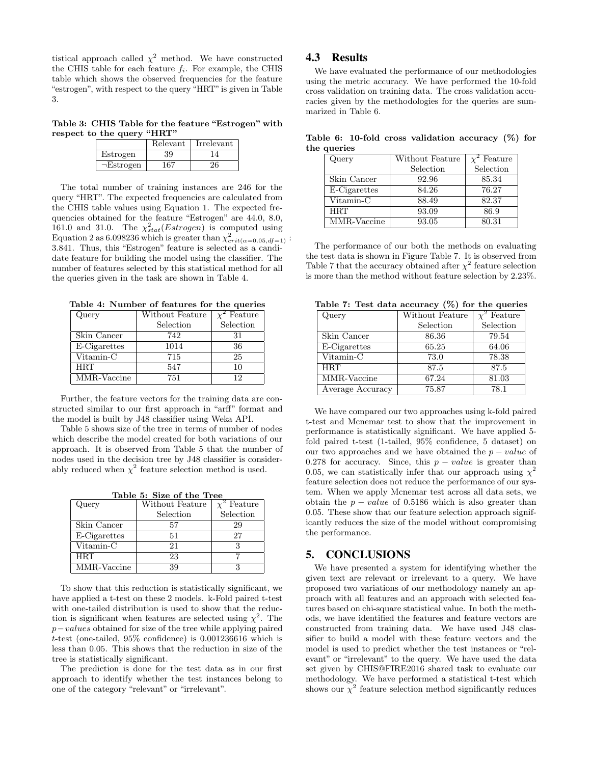tistical approach called $\chi^2$ method. We have constructed the CHIS table for each feature $f_i$. For example, the CHIS table which shows the observed frequencies for the feature "estrogen", with respect to the query "HRT" is given in Table 3.

**Table 3: CHIS Table for the feature "Estrogen" with respect to the query "HRT"**

| | Relevant | Irrelevant |
|---|---|---|
| Estrogen | 39 | 14 |
| ¬Estrogen | 167 | 26 |

The total number of training instances are 246 for the query "HRT". The expected frequencies are calculated from the CHIS table values using Equation 1. The expected frequencies obtained for the feature "Estrogen" are 44.0, 8.0, 161.0 and 31.0. The $\chi^2_{stat}(Estrogen)$ is computed using Equation 2 as 6.098236 which is greater than $\chi^2_{crit(\alpha=0.05,df=1)}$ : 3.841. Thus, this "Estrogen" feature is selected as a candidate feature for building the model using the classifier. The number of features selected by this statistical method for all the queries given in the task are shown in Table 4.

**Table 4: Number of features for the queries**

| Query | Without Feature Selection | $\chi^2$ Feature Selection |
|---|---|---|
| Skin Cancer | 742 | 31 |
| E-Cigarettes | 1014 | 36 |
| Vitamin-C | 715 | 25 |
| HRT | 547 | 10 |
| MMR-Vaccine | 751 | 12 |

Further, the feature vectors for the training data are constructed similar to our first approach in "arff" format and the model is built by J48 classifier using Weka API.

Table 5 shows size of the tree in terms of number of nodes which describe the model created for both variations of our approach. It is observed from Table 5 that the number of nodes used in the decision tree by J48 classifier is considerably reduced when $\chi^2$ feature selection method is used.

**Table 5: Size of the Tree**

| Query | Without Feature Selection | $\chi^2$ Feature Selection |
|---|---|---|
| Skin Cancer | 57 | 29 |
| E-Cigarettes | 51 | 27 |
| Vitamin-C | 21 | 3 |
| HRT | 23 | 7 |
| MMR-Vaccine | 39 | 3 |

To show that this reduction is statistically significant, we have applied a t-test on these 2 models. k-Fold paired t-test with one-tailed distribution is used to show that the reduction is significant when features are selected using $\chi^2$. The $p-values$ obtained for size of the tree while applying paired $t$-test (one-tailed, 95% confidence) is 0.001236616 which is less than 0.05. This shows that the reduction in size of the tree is statistically significant.

The prediction is done for the test data as in our first approach to identify whether the test instances belong to one of the category "relevant" or "irrelevant".

## 4.3 Results

We have evaluated the performance of our methodologies using the metric accuracy. We have performed the 10-fold cross validation on training data. The cross validation accuracies given by the methodologies for the queries are summarized in Table 6.

**Table 6: 10-fold cross validation accuracy (%) for the queries**

| Query | Without Feature Selection | $\chi^2$ Feature Selection |
|---|---|---|
| Skin Cancer | 92.96 | 85.34 |
| E-Cigarettes | 84.26 | 76.27 |
| Vitamin-C | 88.49 | 82.37 |
| HRT | 93.09 | 86.9 |
| MMR-Vaccine | 93.05 | 80.31 |

The performance of our both the methods on evaluating the test data is shown in Figure Table 7. It is observed from Table 7 that the accuracy obtained after $\chi^2$ feature selection is more than the method without feature selection by 2.23%.

**Table 7: Test data accuracy (%) for the queries**

| Query | Without Feature Selection | $\chi^2$ Feature Selection |
|---|---|---|
| Skin Cancer | 86.36 | 79.54 |
| E-Cigarettes | 65.25 | 64.06 |
| Vitamin-C | 73.0 | 78.38 |
| HRT | 87.5 | 87.5 |
| MMR-Vaccine | 67.24 | 81.03 |
| Average Accuracy | 75.87 | 78.1 |

We have compared our two approaches using k-fold paired t-test and Mcnemar test to show that the improvement in performance is statistically significant. We have applied 5-fold paired t-test (1-tailed, 95% confidence, 5 dataset) on our two approaches and we have obtained the $p-value$ of 0.278 for accuracy. Since, this $p-value$ is greater than 0.05, we can statistically infer that our approach using $\chi^2$ feature selection does not reduce the performance of our system. When we apply Mcnemar test across all data sets, we obtain the $p-value$ of 0.5186 which is also greater than 0.05. These show that our feature selection approach significantly reduces the size of the model without compromising the performance.

## 5. CONCLUSIONS

We have presented a system for identifying whether the given text are relevant or irrelevant to a query. We have proposed two variations of our methodology namely an approach with all features and an approach with selected features based on chi-square statistical value. In both the methods, we have identified the features and feature vectors are constructed from training data. We have used J48 classifier to build a model with these feature vectors and the model is used to predict whether the test instances or "relevant" or "irrelevant" to the query. We have used the data set given by CHIS@FIRE2016 shared task to evaluate our methodology. We have performed a statistical t-test which shows our $\chi^2$ feature selection method significantly reduces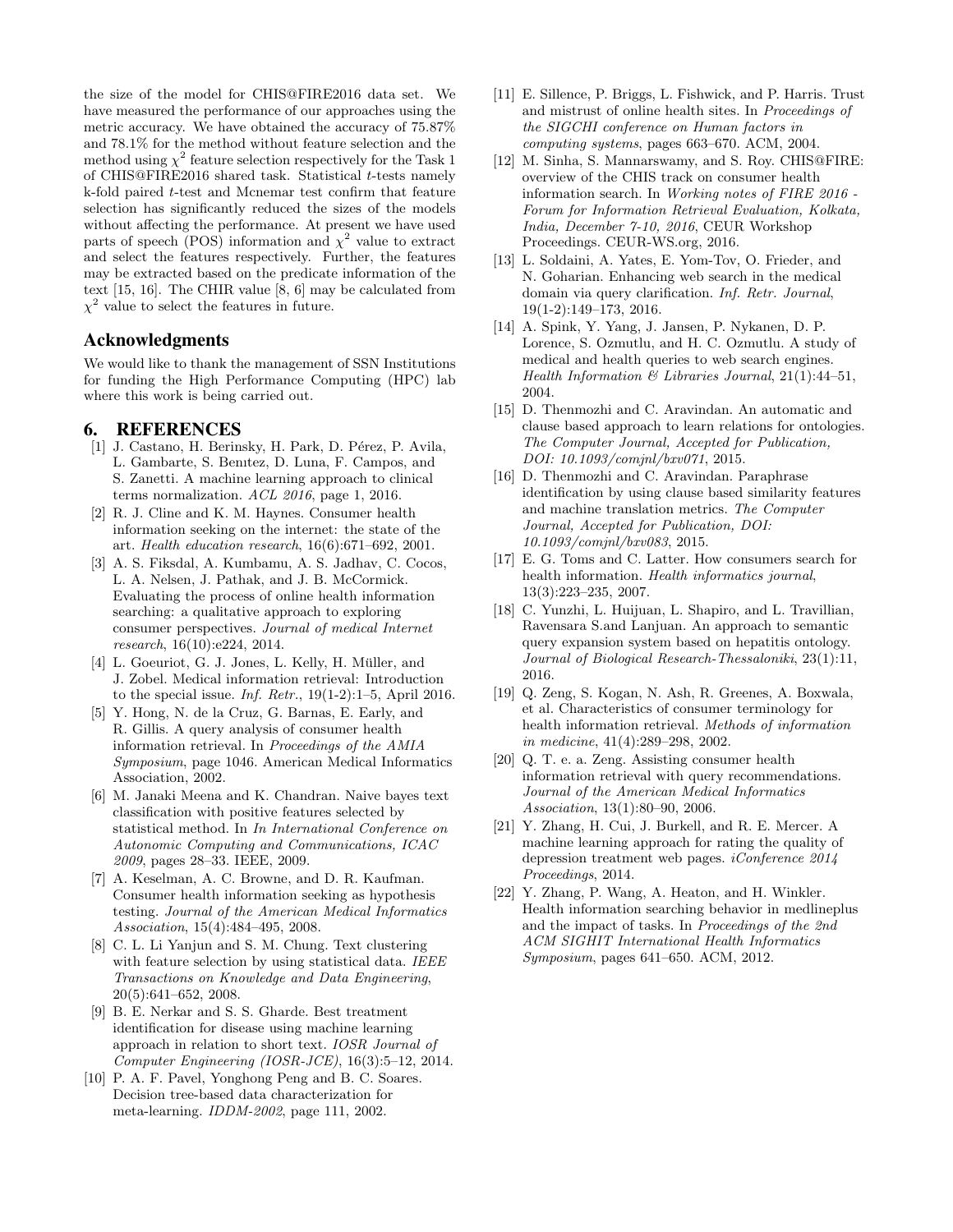the size of the model for CHIS@FIRE2016 data set. We have measured the performance of our approaches using the metric accuracy. We have obtained the accuracy of 75.87% and 78.1% for the method without feature selection and the method using $\chi^2$ feature selection respectively for the Task 1 of CHIS@FIRE2016 shared task. Statistical *t*-tests namely k-fold paired *t*-test and Mcnemar test confirm that feature selection has significantly reduced the sizes of the models without affecting the performance. At present we have used parts of speech (POS) information and $\chi^2$ value to extract and select the features respectively. Further, the features may be extracted based on the predicate information of the text [15, 16]. The CHIR value [8, 6] may be calculated from $\chi^2$ value to select the features in future.

## Acknowledgments

We would like to thank the management of SSN Institutions for funding the High Performance Computing (HPC) lab where this work is being carried out.

# 6. REFERENCES

[1] J. Castano, H. Berinsky, H. Park, D. Pérez, P. Avila, L. Gambarte, S. Benıtez, D. Luna, F. Campos, and S. Zanetti. A machine learning approach to clinical terms normalization. *ACL 2016*, page 1, 2016.

[2] R. J. Cline and K. M. Haynes. Consumer health information seeking on the internet: the state of the art. *Health education research*, 16(6):671–692, 2001.

[3] A. S. Fiksdal, A. Kumbamu, A. S. Jadhav, C. Cocos, L. A. Nelsen, J. Pathak, and J. B. McCormick. Evaluating the process of online health information searching: a qualitative approach to exploring consumer perspectives. *Journal of medical Internet research*, 16(10):e224, 2014.

[4] L. Goeuriot, G. J. Jones, L. Kelly, H. Müller, and J. Zobel. Medical information retrieval: Introduction to the special issue. *Inf. Retr.*, 19(1-2):1–5, April 2016.

[5] Y. Hong, N. de la Cruz, G. Barnas, E. Early, and R. Gillis. A query analysis of consumer health information retrieval. In *Proceedings of the AMIA Symposium*, page 1046. American Medical Informatics Association, 2002.

[6] M. Janaki Meena and K. Chandran. Naive bayes text classification with positive features selected by statistical method. In *In International Conference on Autonomic Computing and Communications, ICAC 2009*, pages 28–33. IEEE, 2009.

[7] A. Keselman, A. C. Browne, and D. R. Kaufman. Consumer health information seeking as hypothesis testing. *Journal of the American Medical Informatics Association*, 15(4):484–495, 2008.

[8] C. L. Li Yanjun and S. M. Chung. Text clustering with feature selection by using statistical data. *IEEE Transactions on Knowledge and Data Engineering*, 20(5):641–652, 2008.

[9] B. E. Nerkar and S. S. Gharde. Best treatment identification for disease using machine learning approach in relation to short text. *IOSR Journal of Computer Engineering (IOSR-JCE)*, 16(3):5–12, 2014.

[10] P. A. F. Pavel, Yonghong Peng and B. C. Soares. Decision tree-based data characterization for meta-learning. *IDDM-2002*, page 111, 2002.

[11] E. Sillence, P. Briggs, L. Fishwick, and P. Harris. Trust and mistrust of online health sites. In *Proceedings of the SIGCHI conference on Human factors in computing systems*, pages 663–670. ACM, 2004.

[12] M. Sinha, S. Mannarswamy, and S. Roy. CHIS@FIRE: overview of the CHIS track on consumer health information search. In *Working notes of FIRE 2016 - Forum for Information Retrieval Evaluation, Kolkata, India, December 7-10, 2016*, CEUR Workshop Proceedings. CEUR-WS.org, 2016.

[13] L. Soldaini, A. Yates, E. Yom-Tov, O. Frieder, and N. Goharian. Enhancing web search in the medical domain via query clarification. *Inf. Retr. Journal*, 19(1-2):149–173, 2016.

[14] A. Spink, Y. Yang, J. Jansen, P. Nykanen, D. P. Lorence, S. Ozmutlu, and H. C. Ozmutlu. A study of medical and health queries to web search engines. *Health Information & Libraries Journal*, 21(1):44–51, 2004.

[15] D. Thenmozhi and C. Aravindan. An automatic and clause based approach to learn relations for ontologies. *The Computer Journal, Accepted for Publication, DOI: 10.1093/comjnl/bxv071*, 2015.

[16] D. Thenmozhi and C. Aravindan. Paraphrase identification by using clause based similarity features and machine translation metrics. *The Computer Journal, Accepted for Publication, DOI: 10.1093/comjnl/bxv083*, 2015.

[17] E. G. Toms and C. Latter. How consumers search for health information. *Health informatics journal*, 13(3):223–235, 2007.

[18] C. Yunzhi, L. Huijuan, L. Shapiro, and L. Travillian, Ravensara S.and Lanjuan. An approach to semantic query expansion system based on hepatitis ontology. *Journal of Biological Research-Thessaloniki*, 23(1):11, 2016.

[19] Q. Zeng, S. Kogan, N. Ash, R. Greenes, A. Boxwala, et al. Characteristics of consumer terminology for health information retrieval. *Methods of information in medicine*, 41(4):289–298, 2002.

[20] Q. T. e. a. Zeng. Assisting consumer health information retrieval with query recommendations. *Journal of the American Medical Informatics Association*, 13(1):80–90, 2006.

[21] Y. Zhang, H. Cui, J. Burkell, and R. E. Mercer. A machine learning approach for rating the quality of depression treatment web pages. *iConference 2014 Proceedings*, 2014.

[22] Y. Zhang, P. Wang, A. Heaton, and H. Winkler. Health information searching behavior in medlineplus and the impact of tasks. In *Proceedings of the 2nd ACM SIGHIT International Health Informatics Symposium*, pages 641–650. ACM, 2012.